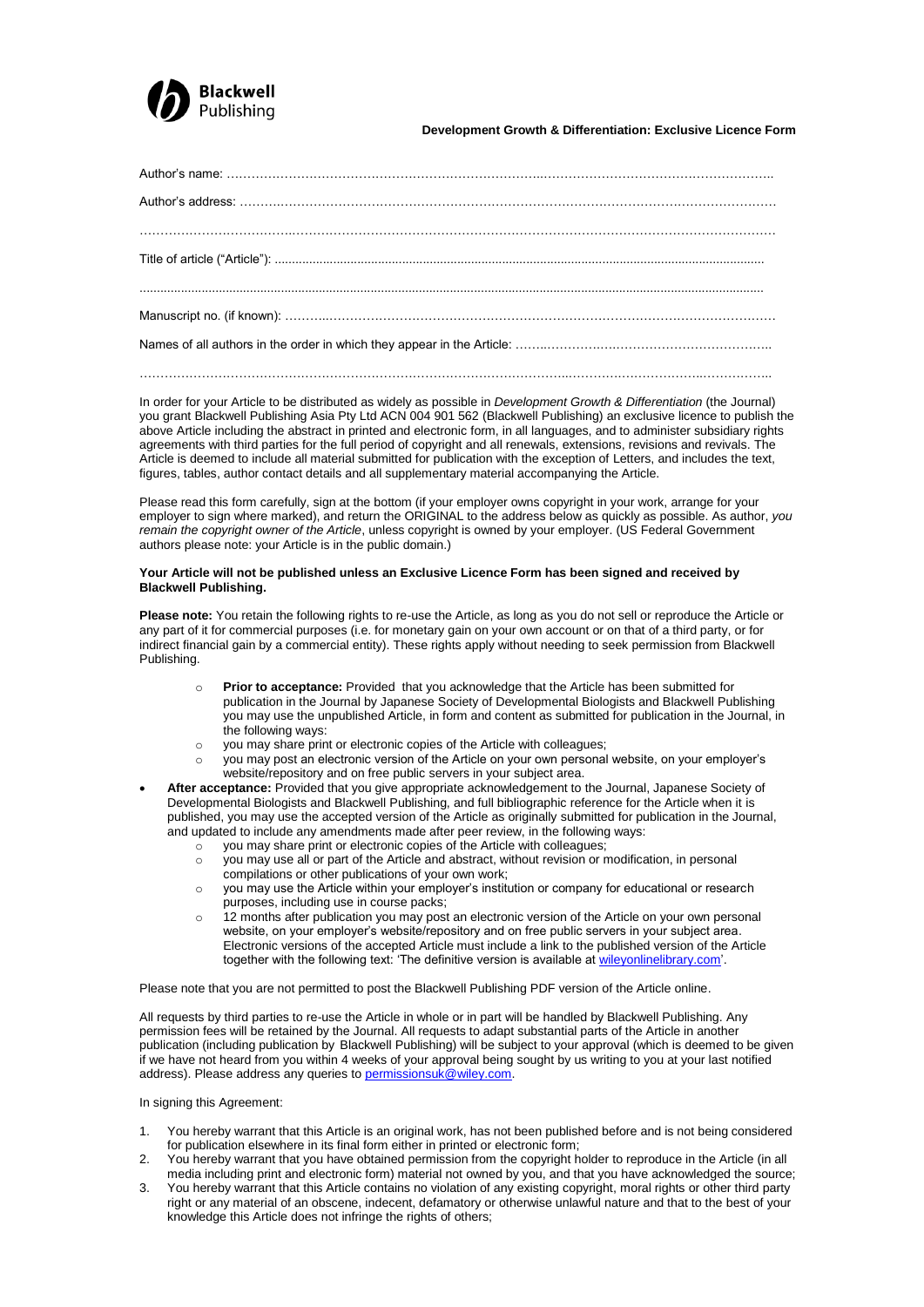Blackwell Publishing

**Development Growth & Differentiation: Exclusive Licence Form**

Author's name: ……………………………………………………………………………………………………………………………..

Author's address: ………………………………………………………………………………………………………………………

……………………………………………………………………………………………………………………………………………

Title of article ("Article"): ……………………………………………………………………………………………………………

……………………………………………………………………………………………………………………………………………

Manuscript no. (if known): ………………………………………………………………………………………………………

Names of all authors in the order in which they appear in the Article: ……………………………………………………..

……………………………………………………………………………………………………………………………………………

In order for your Article to be distributed as widely as possible in *Development Growth & Differentiation* (the Journal) you grant Blackwell Publishing Asia Pty Ltd ACN 004 901 562 (Blackwell Publishing) an exclusive licence to publish the above Article including the abstract in printed and electronic form, in all languages, and to administer subsidiary rights agreements with third parties for the full period of copyright and all renewals, extensions, revisions and revivals. The Article is deemed to include all material submitted for publication with the exception of Letters, and includes the text, figures, tables, author contact details and all supplementary material accompanying the Article.

Please read this form carefully, sign at the bottom (if your employer owns copyright in your work, arrange for your employer to sign where marked), and return the ORIGINAL to the address below as quickly as possible. As author, *you remain the copyright owner of the Article*, unless copyright is owned by your employer. (US Federal Government authors please note: your Article is in the public domain.)

**Your Article will not be published unless an Exclusive Licence Form has been signed and received by Blackwell Publishing.**

**Please note:** You retain the following rights to re-use the Article, as long as you do not sell or reproduce the Article or any part of it for commercial purposes (i.e. for monetary gain on your own account or on that of a third party, or for indirect financial gain by a commercial entity). These rights apply without needing to seek permission from Blackwell Publishing.

- **Prior to acceptance:** Provided that you acknowledge that the Article has been submitted for publication in the Journal by Japanese Society of Developmental Biologists and Blackwell Publishing you may use the unpublished Article, in form and content as submitted for publication in the Journal, in the following ways:
  - you may share print or electronic copies of the Article with colleagues;
  - you may post an electronic version of the Article on your own personal website, on your employer's website/repository and on free public servers in your subject area.
- **After acceptance:** Provided that you give appropriate acknowledgement to the Journal, Japanese Society of Developmental Biologists and Blackwell Publishing, and full bibliographic reference for the Article when it is published, you may use the accepted version of the Article as originally submitted for publication in the Journal, and updated to include any amendments made after peer review, in the following ways:
  - you may share print or electronic copies of the Article with colleagues;
  - you may use all or part of the Article and abstract, without revision or modification, in personal compilations or other publications of your own work;
  - you may use the Article within your employer's institution or company for educational or research purposes, including use in course packs;
  - 12 months after publication you may post an electronic version of the Article on your own personal website, on your employer's website/repository and on free public servers in your subject area. Electronic versions of the accepted Article must include a link to the published version of the Article together with the following text: 'The definitive version is available at wileyonlinelibrary.com'.

Please note that you are not permitted to post the Blackwell Publishing PDF version of the Article online.

All requests by third parties to re-use the Article in whole or in part will be handled by Blackwell Publishing. Any permission fees will be retained by the Journal. All requests to adapt substantial parts of the Article in another publication (including publication by Blackwell Publishing) will be subject to your approval (which is deemed to be given if we have not heard from you within 4 weeks of your approval being sought by us writing to you at your last notified address). Please address any queries to permissionsuk@wiley.com.

In signing this Agreement:

1. You hereby warrant that this Article is an original work, has not been published before and is not being considered for publication elsewhere in its final form either in printed or electronic form;
2. You hereby warrant that you have obtained permission from the copyright holder to reproduce in the Article (in all media including print and electronic form) material not owned by you, and that you have acknowledged the source;
3. You hereby warrant that this Article contains no violation of any existing copyright, moral rights or other third party right or any material of an obscene, indecent, defamatory or otherwise unlawful nature and that to the best of your knowledge this Article does not infringe the rights of others;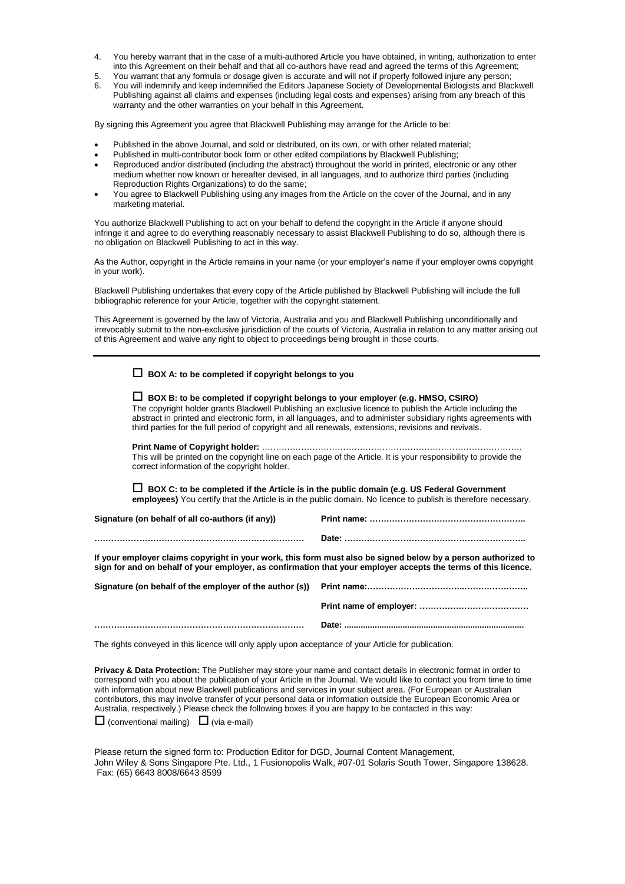4. You hereby warrant that in the case of a multi-authored Article you have obtained, in writing, authorization to enter into this Agreement on their behalf and that all co-authors have read and agreed the terms of this Agreement;
5. You warrant that any formula or dosage given is accurate and will not if properly followed injure any person;
6. You will indemnify and keep indemnified the Editors Japanese Society of Developmental Biologists and Blackwell Publishing against all claims and expenses (including legal costs and expenses) arising from any breach of this warranty and the other warranties on your behalf in this Agreement.

By signing this Agreement you agree that Blackwell Publishing may arrange for the Article to be:

- Published in the above Journal, and sold or distributed, on its own, or with other related material;
- Published in multi-contributor book form or other edited compilations by Blackwell Publishing;
- Reproduced and/or distributed (including the abstract) throughout the world in printed, electronic or any other medium whether now known or hereafter devised, in all languages, and to authorize third parties (including Reproduction Rights Organizations) to do the same;
- You agree to Blackwell Publishing using any images from the Article on the cover of the Journal, and in any marketing material.

You authorize Blackwell Publishing to act on your behalf to defend the copyright in the Article if anyone should infringe it and agree to do everything reasonably necessary to assist Blackwell Publishing to do so, although there is no obligation on Blackwell Publishing to act in this way.

As the Author, copyright in the Article remains in your name (or your employer's name if your employer owns copyright in your work).

Blackwell Publishing undertakes that every copy of the Article published by Blackwell Publishing will include the full bibliographic reference for your Article, together with the copyright statement.

This Agreement is governed by the law of Victoria, Australia and you and Blackwell Publishing unconditionally and irrevocably submit to the non-exclusive jurisdiction of the courts of Victoria, Australia in relation to any matter arising out of this Agreement and waive any right to object to proceedings being brought in those courts.

---

☐ **BOX A: to be completed if copyright belongs to you**

☐ **BOX B: to be completed if copyright belongs to your employer (e.g. HMSO, CSIRO)**
The copyright holder grants Blackwell Publishing an exclusive licence to publish the Article including the abstract in printed and electronic form, in all languages, and to administer subsidiary rights agreements with third parties for the full period of copyright and all renewals, extensions, revisions and revivals.

**Print Name of Copyright holder:** ……………………………………………………………………………………
This will be printed on the copyright line on each page of the Article. It is your responsibility to provide the correct information of the copyright holder.

☐ **BOX C: to be completed if the Article is in the public domain (e.g. US Federal Government employees)** You certify that the Article is in the public domain. No licence to publish is therefore necessary.

**Signature (on behalf of all co-authors (if any))** **Print name: ………………………………………………..**

**………………………………………………………………** **Date: ………………………………………………………..**

**If your employer claims copyright in your work, this form must also be signed below by a person authorized to sign for and on behalf of your employer, as confirmation that your employer accepts the terms of this licence.**

**Signature (on behalf of the employer of the author (s))** **Print name:……………………………..………………..**

**Print name of employer: …………………………………**

**………………………………………………………………** **Date: ............................................................................**

The rights conveyed in this licence will only apply upon acceptance of your Article for publication.

**Privacy & Data Protection:** The Publisher may store your name and contact details in electronic format in order to correspond with you about the publication of your Article in the Journal. We would like to contact you from time to time with information about new Blackwell publications and services in your subject area. (For European or Australian contributors, this may involve transfer of your personal data or information outside the European Economic Area or Australia, respectively.) Please check the following boxes if you are happy to be contacted in this way:

☐ (conventional mailing) ☐ (via e-mail)

Please return the signed form to: Production Editor for DGD, Journal Content Management,
John Wiley & Sons Singapore Pte. Ltd., 1 Fusionopolis Walk, #07-01 Solaris South Tower, Singapore 138628.
Fax: (65) 6643 8008/6643 8599